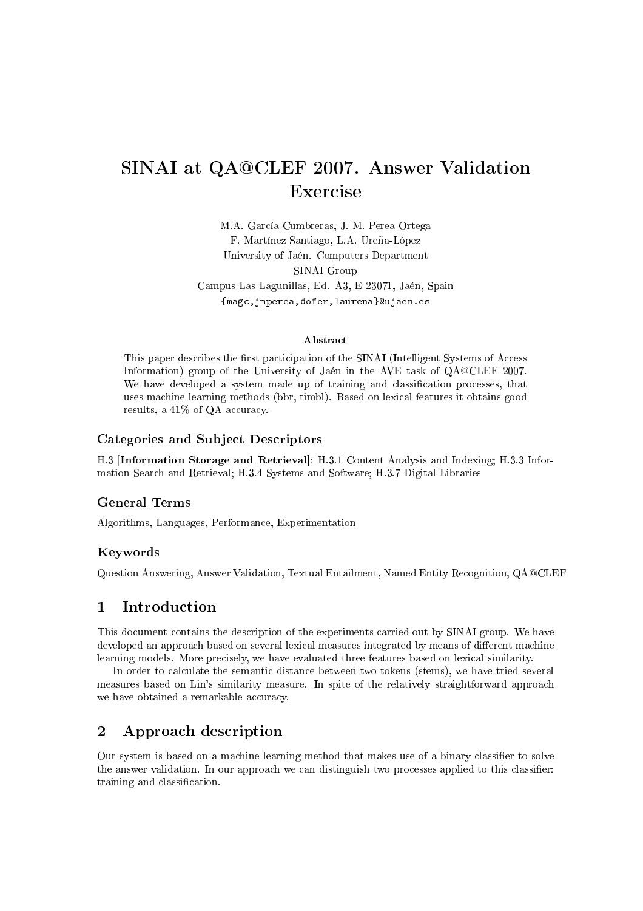# SINAI at QA@CLEF 2007. Answer Validation Exercise

M.A. García-Cumbreras, J. M. Perea-Ortega
F. Martínez Santiago, L.A. Ureña-López
University of Jaén. Computers Department
SINAI Group
Campus Las Lagunillas, Ed. A3, E-23071, Jaén, Spain
{magc,jmperea,dofer,laurena}@ujaen.es

### Abstract

This paper describes the first participation of the SINAI (Intelligent Systems of Access Information) group of the University of Jaén in the AVE task of QA@CLEF 2007. We have developed a system made up of training and classification processes, that uses machine learning methods (bbr, timbl). Based on lexical features it obtains good results, a 41% of QA accuracy.

### Categories and Subject Descriptors

H.3 [**Information Storage and Retrieval**]: H.3.1 Content Analysis and Indexing; H.3.3 Information Search and Retrieval; H.3.4 Systems and Software; H.3.7 Digital Libraries

### General Terms

Algorithms, Languages, Performance, Experimentation

### Keywords

Question Answering, Answer Validation, Textual Entailment, Named Entity Recognition, QA@CLEF

## 1 Introduction

This document contains the description of the experiments carried out by SINAI group. We have developed an approach based on several lexical measures integrated by means of different machine learning models. More precisely, we have evaluated three features based on lexical similarity.

In order to calculate the semantic distance between two tokens (stems), we have tried several measures based on Lin's similarity measure. In spite of the relatively straightforward approach we have obtained a remarkable accuracy.

## 2 Approach description

Our system is based on a machine learning method that makes use of a binary classifier to solve the answer validation. In our approach we can distinguish two processes applied to this classifier: training and classification.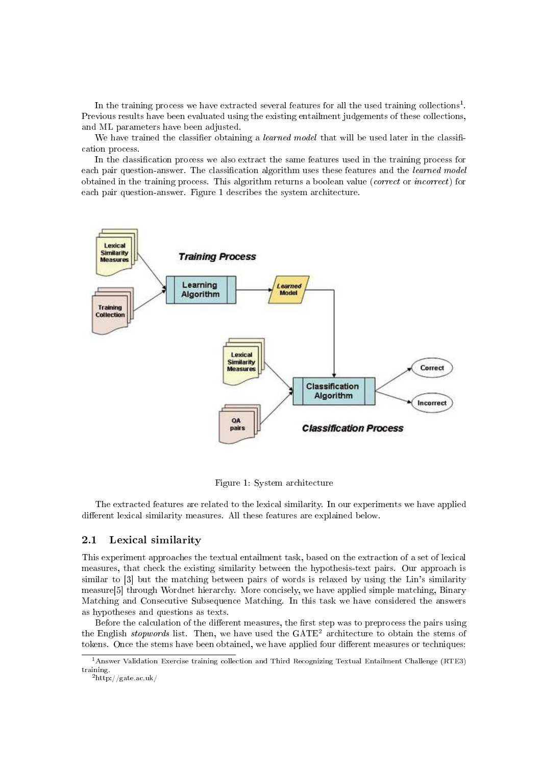In the training process we have extracted several features for all the used training collections[1]. Previous results have been evaluated using the existing entailment judgements of these collections, and ML parameters have been adjusted.

We have trained the classifier obtaining a *learned model* that will be used later in the classification process.

In the classification process we also extract the same features used in the training process for each pair question-answer. The classification algorithm uses these features and the *learned model* obtained in the training process. This algorithm returns a boolean value (*correct* or *incorrect*) for each pair question-answer. Figure 1 describes the system architecture.

Figure 1: System architecture

The extracted features are related to the lexical similarity. In our experiments we have applied different lexical similarity measures. All these features are explained below.

## 2.1 Lexical similarity

This experiment approaches the textual entailment task, based on the extraction of a set of lexical measures, that check the existing similarity between the hypothesis-text pairs. Our approach is similar to [3] but the matching between pairs of words is relaxed by using the Lin's similarity measure[5] through Wordnet hierarchy. More concisely, we have applied simple matching, Binary Matching and Consecutive Subsequence Matching. In this task we have considered the answers as hypotheses and questions as texts.

Before the calculation of the different measures, the first step was to preprocess the pairs using the English *stopwords* list. Then, we have used the GATE[2] architecture to obtain the stems of tokens. Once the stems have been obtained, we have applied four different measures or techniques:

[1] Answer Validation Exercise training collection and Third Recognizing Textual Entailment Challenge (RTE3) training.

[2] http://gate.ac.uk/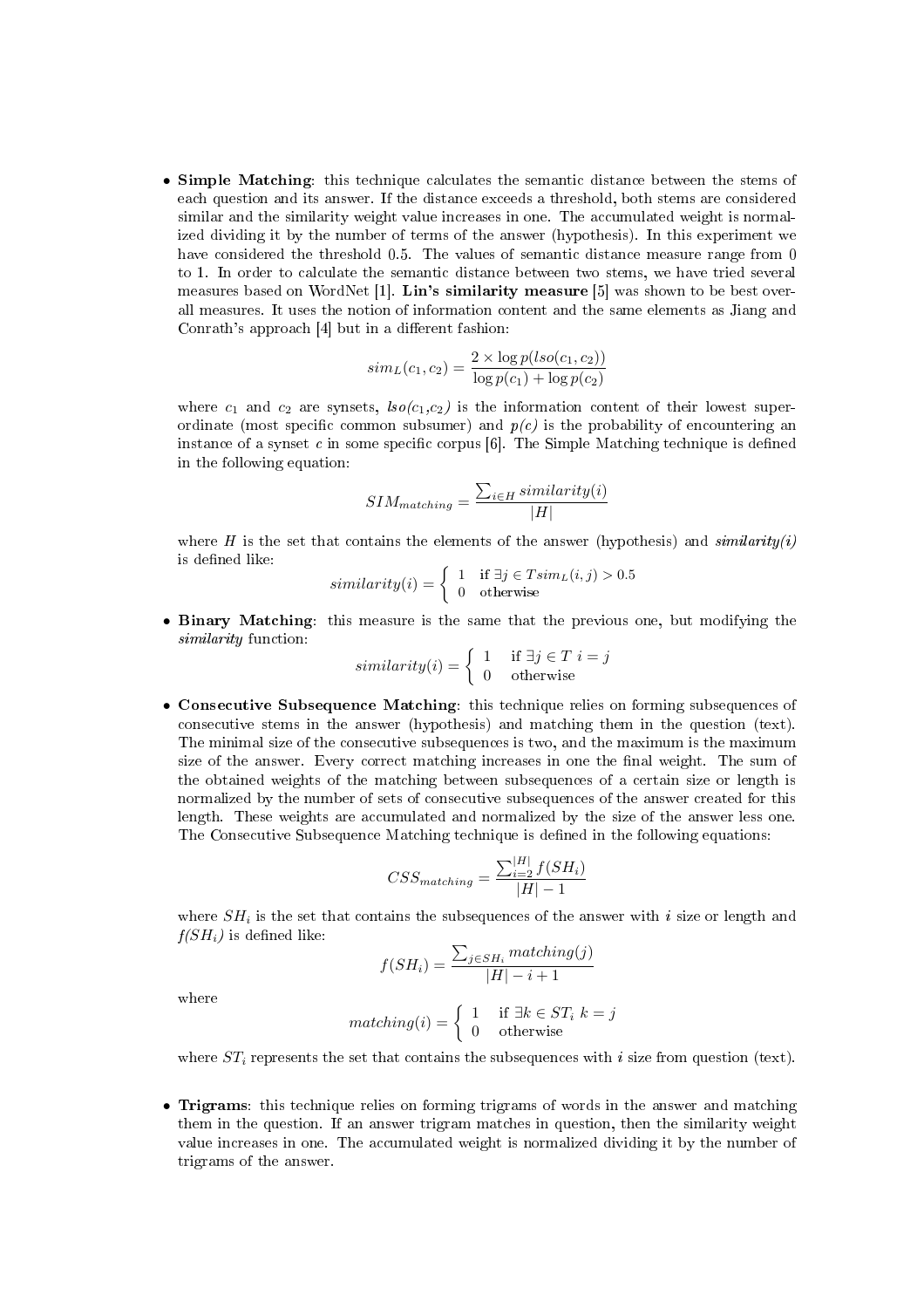- **Simple Matching**: this technique calculates the semantic distance between the stems of each question and its answer. If the distance exceeds a threshold, both stems are considered similar and the similarity weight value increases in one. The accumulated weight is normalized dividing it by the number of terms of the answer (hypothesis). In this experiment we have considered the threshold 0.5. The values of semantic distance measure range from 0 to 1. In order to calculate the semantic distance between two stems, we have tried several measures based on WordNet [1]. **Lin's similarity measure** [5] was shown to be best overall measures. It uses the notion of information content and the same elements as Jiang and Conrath's approach [4] but in a different fashion:

$$sim_L(c_1, c_2) = \frac{2 \times \log p(lso(c_1, c_2))}{\log p(c_1) + \log p(c_2)}$$

where $c_1$ and $c_2$ are synsets, *lso(c*$_1$*,c*$_2$*)* is the information content of their lowest superordinate (most specific common subsumer) and *p(c)* is the probability of encountering an instance of a synset $c$ in some specific corpus [6]. The Simple Matching technique is defined in the following equation:

$$SIM_{matching} = \frac{\sum_{i \in H} similarity(i)}{|H|}$$

where $H$ is the set that contains the elements of the answer (hypothesis) and *similarity(i)* is defined like:

$$similarity(i) = \begin{cases} 1 & \text{if } \exists j \in T sim_L(i,j) > 0.5 \\ 0 & \text{otherwise} \end{cases}$$

- **Binary Matching**: this measure is the same that the previous one, but modifying the *similarity* function:

$$similarity(i) = \begin{cases} 1 & \text{if } \exists j \in T \; i = j \\ 0 & \text{otherwise} \end{cases}$$

- **Consecutive Subsequence Matching**: this technique relies on forming subsequences of consecutive stems in the answer (hypothesis) and matching them in the question (text). The minimal size of the consecutive subsequences is two, and the maximum is the maximum size of the answer. Every correct matching increases in one the final weight. The sum of the obtained weights of the matching between subsequences of a certain size or length is normalized by the number of sets of consecutive subsequences of the answer created for this length. These weights are accumulated and normalized by the size of the answer less one. The Consecutive Subsequence Matching technique is defined in the following equations:

$$CSS_{matching} = \frac{\sum_{i=2}^{|H|} f(SH_i)}{|H| - 1}$$

where $SH_i$ is the set that contains the subsequences of the answer with $i$ size or length and *f(SH*$_i$*)* is defined like:

$$f(SH_i) = \frac{\sum_{j \in SH_i} matching(j)}{|H| - i + 1}$$

where

$$matching(i) = \begin{cases} 1 & \text{if } \exists k \in ST_i \; k = j \\ 0 & \text{otherwise} \end{cases}$$

where $ST_i$ represents the set that contains the subsequences with $i$ size from question (text).

- **Trigrams**: this technique relies on forming trigrams of words in the answer and matching them in the question. If an answer trigram matches in question, then the similarity weight value increases in one. The accumulated weight is normalized dividing it by the number of trigrams of the answer.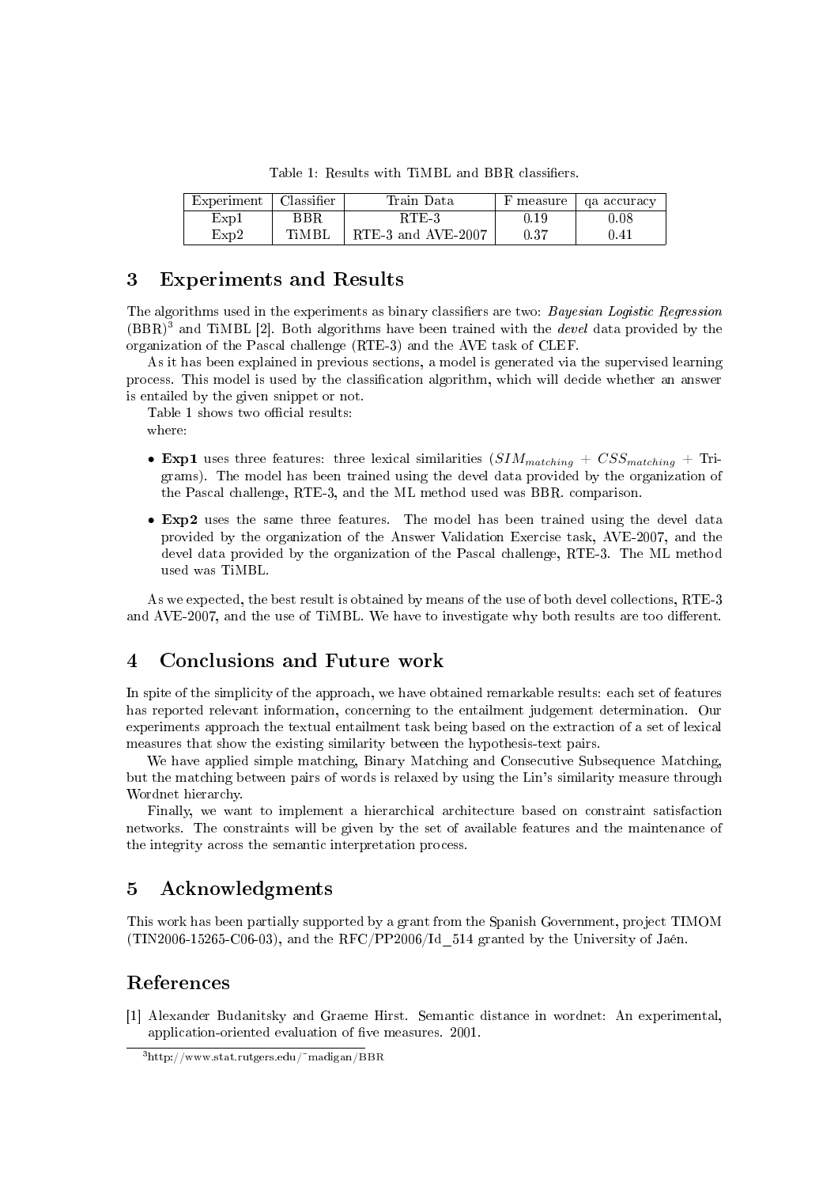Table 1: Results with TiMBL and BBR classifiers.

| Experiment | Classifier | Train Data | F measure | qa accuracy |
|---|---|---|---|---|
| Exp1 | BBR | RTE-3 | 0.19 | 0.08 |
| Exp2 | TiMBL | RTE-3 and AVE-2007 | 0.37 | 0.41 |

## 3 Experiments and Results

The algorithms used in the experiments as binary classifiers are two: *Bayesian Logistic Regression* (BBR)[3] and TiMBL [2]. Both algorithms have been trained with the *devel* data provided by the organization of the Pascal challenge (RTE-3) and the AVE task of CLEF.

As it has been explained in previous sections, a model is generated via the supervised learning process. This model is used by the classification algorithm, which will decide whether an answer is entailed by the given snippet or not.

Table 1 shows two official results:

where:

- **Exp1** uses three features: three lexical similarities ($SIM_{matching}$ + $CSS_{matching}$ + Trigrams). The model has been trained using the devel data provided by the organization of the Pascal challenge, RTE-3, and the ML method used was BBR. comparison.
- **Exp2** uses the same three features. The model has been trained using the devel data provided by the organization of the Answer Validation Exercise task, AVE-2007, and the devel data provided by the organization of the Pascal challenge, RTE-3. The ML method used was TiMBL.

As we expected, the best result is obtained by means of the use of both devel collections, RTE-3 and AVE-2007, and the use of TiMBL. We have to investigate why both results are too different.

## 4 Conclusions and Future work

In spite of the simplicity of the approach, we have obtained remarkable results: each set of features has reported relevant information, concerning to the entailment judgement determination. Our experiments approach the textual entailment task being based on the extraction of a set of lexical measures that show the existing similarity between the hypothesis-text pairs.

We have applied simple matching, Binary Matching and Consecutive Subsequence Matching, but the matching between pairs of words is relaxed by using the Lin's similarity measure through Wordnet hierarchy.

Finally, we want to implement a hierarchical architecture based on constraint satisfaction networks. The constraints will be given by the set of available features and the maintenance of the integrity across the semantic interpretation process.

## 5 Acknowledgments

This work has been partially supported by a grant from the Spanish Government, project TIMOM (TIN2006-15265-C06-03), and the RFC/PP2006/Id_514 granted by the University of Jaén.

## References

[1] Alexander Budanitsky and Graeme Hirst. Semantic distance in wordnet: An experimental, application-oriented evaluation of five measures. 2001.

[3] http://www.stat.rutgers.edu/~madigan/BBR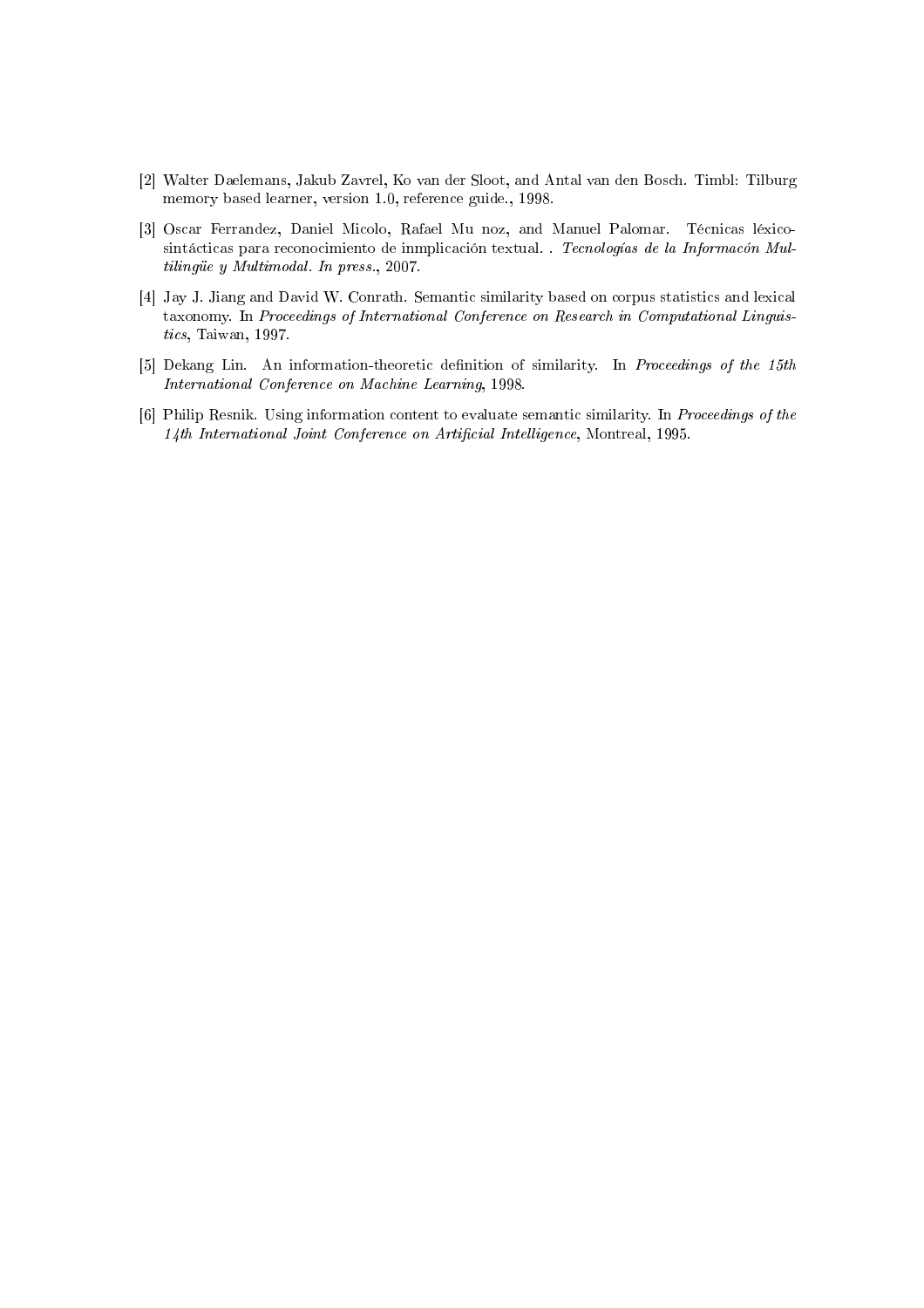[2] Walter Daelemans, Jakub Zavrel, Ko van der Sloot, and Antal van den Bosch. Timbl: Tilburg memory based learner, version 1.0, reference guide., 1998.

[3] Oscar Ferrandez, Daniel Micolo, Rafael Mu noz, and Manuel Palomar. Técnicas léxico-sintácticas para reconocimiento de inmplicación textual. . *Tecnologías de la Informacón Multilingüe y Multimodal. In press.*, 2007.

[4] Jay J. Jiang and David W. Conrath. Semantic similarity based on corpus statistics and lexical taxonomy. In *Proceedings of International Conference on Research in Computational Linguistics*, Taiwan, 1997.

[5] Dekang Lin. An information-theoretic definition of similarity. In *Proceedings of the 15th International Conference on Machine Learning*, 1998.

[6] Philip Resnik. Using information content to evaluate semantic similarity. In *Proceedings of the 14th International Joint Conference on Artificial Intelligence*, Montreal, 1995.